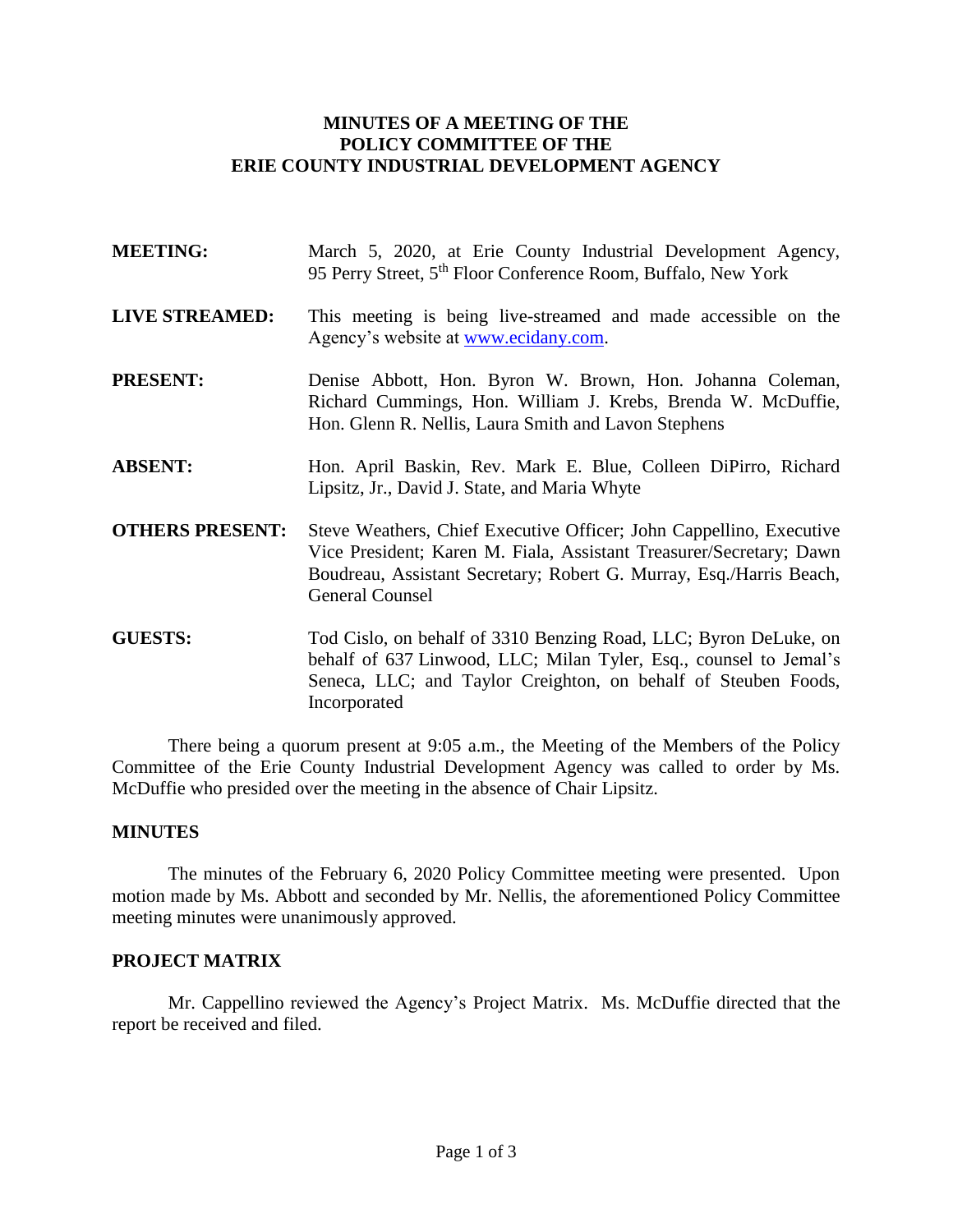**MINUTES OF A MEETING OF THE**
**POLICY COMMITTEE OF THE**
**ERIE COUNTY INDUSTRIAL DEVELOPMENT AGENCY**

**MEETING:** March 5, 2020, at Erie County Industrial Development Agency, 95 Perry Street, 5th Floor Conference Room, Buffalo, New York

**LIVE STREAMED:** This meeting is being live-streamed and made accessible on the Agency's website at www.ecidany.com.

**PRESENT:** Denise Abbott, Hon. Byron W. Brown, Hon. Johanna Coleman, Richard Cummings, Hon. William J. Krebs, Brenda W. McDuffie, Hon. Glenn R. Nellis, Laura Smith and Lavon Stephens

**ABSENT:** Hon. April Baskin, Rev. Mark E. Blue, Colleen DiPirro, Richard Lipsitz, Jr., David J. State, and Maria Whyte

**OTHERS PRESENT:** Steve Weathers, Chief Executive Officer; John Cappellino, Executive Vice President; Karen M. Fiala, Assistant Treasurer/Secretary; Dawn Boudreau, Assistant Secretary; Robert G. Murray, Esq./Harris Beach, General Counsel

**GUESTS:** Tod Cislo, on behalf of 3310 Benzing Road, LLC; Byron DeLuke, on behalf of 637 Linwood, LLC; Milan Tyler, Esq., counsel to Jemal's Seneca, LLC; and Taylor Creighton, on behalf of Steuben Foods, Incorporated

There being a quorum present at 9:05 a.m., the Meeting of the Members of the Policy Committee of the Erie County Industrial Development Agency was called to order by Ms. McDuffie who presided over the meeting in the absence of Chair Lipsitz.

## MINUTES

The minutes of the February 6, 2020 Policy Committee meeting were presented. Upon motion made by Ms. Abbott and seconded by Mr. Nellis, the aforementioned Policy Committee meeting minutes were unanimously approved.

## PROJECT MATRIX

Mr. Cappellino reviewed the Agency's Project Matrix. Ms. McDuffie directed that the report be received and filed.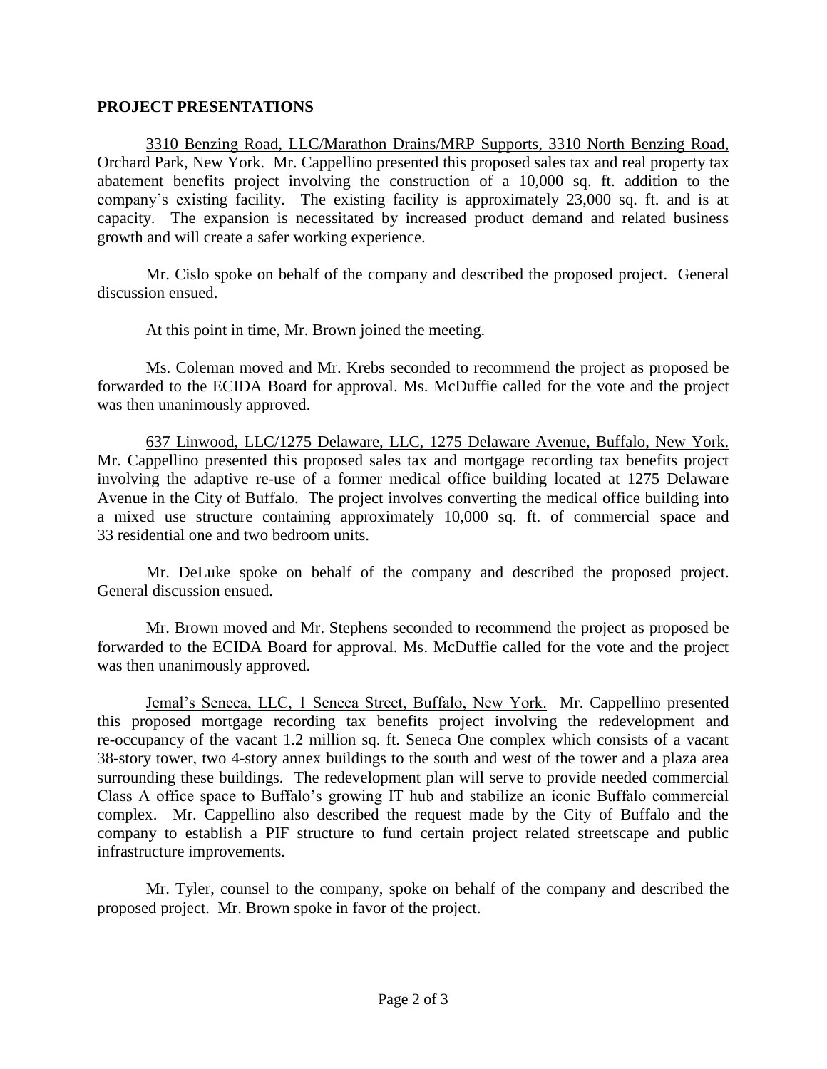**PROJECT PRESENTATIONS**

3310 Benzing Road, LLC/Marathon Drains/MRP Supports, 3310 North Benzing Road, Orchard Park, New York. Mr. Cappellino presented this proposed sales tax and real property tax abatement benefits project involving the construction of a 10,000 sq. ft. addition to the company's existing facility. The existing facility is approximately 23,000 sq. ft. and is at capacity. The expansion is necessitated by increased product demand and related business growth and will create a safer working experience.

Mr. Cislo spoke on behalf of the company and described the proposed project. General discussion ensued.

At this point in time, Mr. Brown joined the meeting.

Ms. Coleman moved and Mr. Krebs seconded to recommend the project as proposed be forwarded to the ECIDA Board for approval. Ms. McDuffie called for the vote and the project was then unanimously approved.

637 Linwood, LLC/1275 Delaware, LLC, 1275 Delaware Avenue, Buffalo, New York. Mr. Cappellino presented this proposed sales tax and mortgage recording tax benefits project involving the adaptive re-use of a former medical office building located at 1275 Delaware Avenue in the City of Buffalo. The project involves converting the medical office building into a mixed use structure containing approximately 10,000 sq. ft. of commercial space and 33 residential one and two bedroom units.

Mr. DeLuke spoke on behalf of the company and described the proposed project. General discussion ensued.

Mr. Brown moved and Mr. Stephens seconded to recommend the project as proposed be forwarded to the ECIDA Board for approval. Ms. McDuffie called for the vote and the project was then unanimously approved.

Jemal's Seneca, LLC, 1 Seneca Street, Buffalo, New York. Mr. Cappellino presented this proposed mortgage recording tax benefits project involving the redevelopment and re-occupancy of the vacant 1.2 million sq. ft. Seneca One complex which consists of a vacant 38-story tower, two 4-story annex buildings to the south and west of the tower and a plaza area surrounding these buildings. The redevelopment plan will serve to provide needed commercial Class A office space to Buffalo's growing IT hub and stabilize an iconic Buffalo commercial complex. Mr. Cappellino also described the request made by the City of Buffalo and the company to establish a PIF structure to fund certain project related streetscape and public infrastructure improvements.

Mr. Tyler, counsel to the company, spoke on behalf of the company and described the proposed project. Mr. Brown spoke in favor of the project.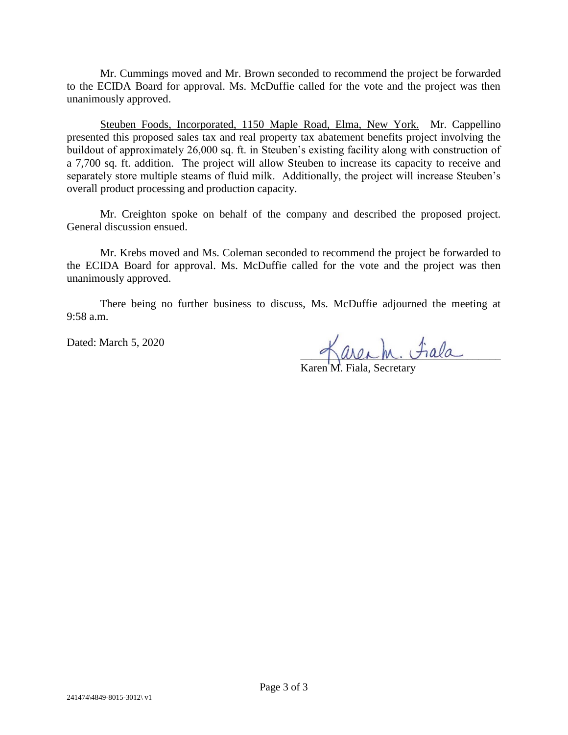Mr. Cummings moved and Mr. Brown seconded to recommend the project be forwarded to the ECIDA Board for approval. Ms. McDuffie called for the vote and the project was then unanimously approved.

Steuben Foods, Incorporated, 1150 Maple Road, Elma, New York. Mr. Cappellino presented this proposed sales tax and real property tax abatement benefits project involving the buildout of approximately 26,000 sq. ft. in Steuben's existing facility along with construction of a 7,700 sq. ft. addition. The project will allow Steuben to increase its capacity to receive and separately store multiple steams of fluid milk. Additionally, the project will increase Steuben's overall product processing and production capacity.

Mr. Creighton spoke on behalf of the company and described the proposed project. General discussion ensued.

Mr. Krebs moved and Ms. Coleman seconded to recommend the project be forwarded to the ECIDA Board for approval. Ms. McDuffie called for the vote and the project was then unanimously approved.

There being no further business to discuss, Ms. McDuffie adjourned the meeting at 9:58 a.m.

Dated: March 5, 2020

Karen M. Fiala

Karen M. Fiala, Secretary

241474\4849-8015-3012\ v1